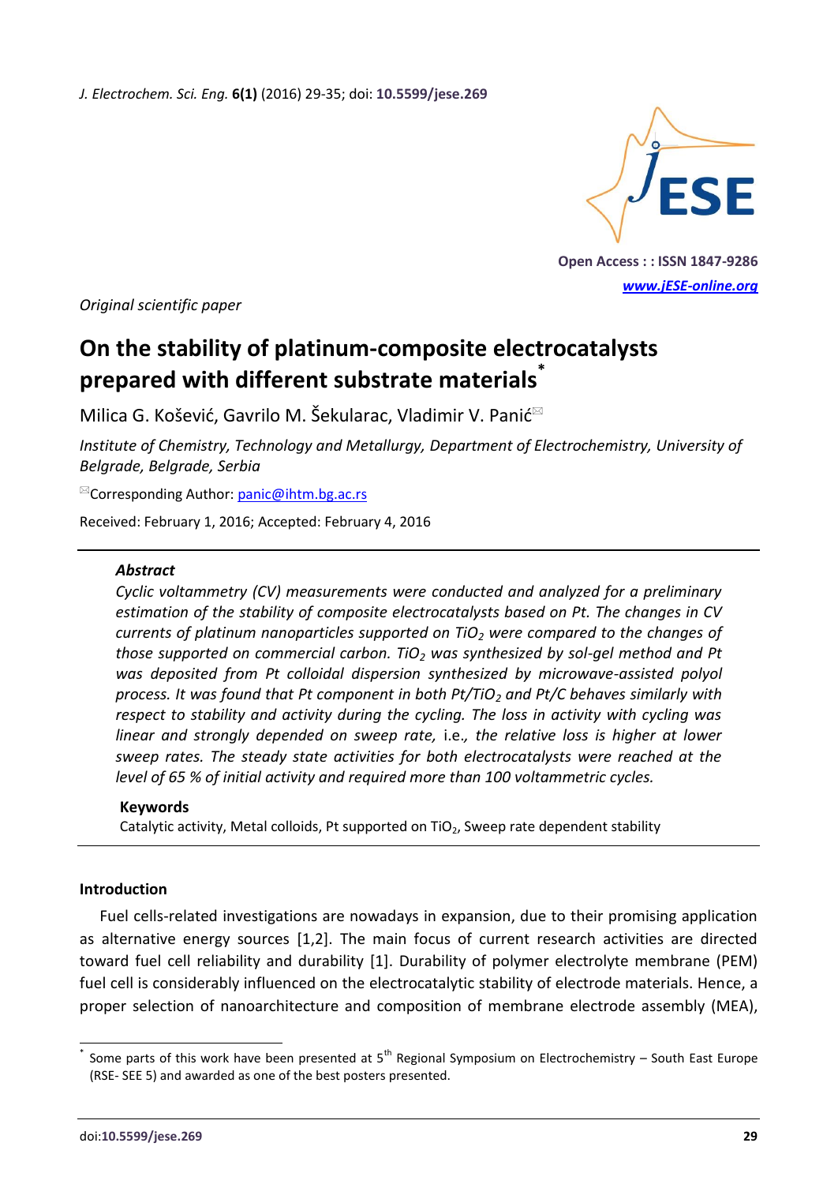Original scientific paper

# On the stability of platinum-composite electrocatalysts prepared with different substrate materials[*]

Milica G. Košević, Gavrilo M. Šekularac, Vladimir V. Panić

*Institute of Chemistry, Technology and Metallurgy, Department of Electrochemistry, University of Belgrade, Belgrade, Serbia*

Corresponding Author: panic@ihtm.bg.ac.rs

Received: February 1, 2016; Accepted: February 4, 2016

---

### *Abstract*

*Cyclic voltammetry (CV) measurements were conducted and analyzed for a preliminary estimation of the stability of composite electrocatalysts based on Pt. The changes in CV currents of platinum nanoparticles supported on $TiO_2$ were compared to the changes of those supported on commercial carbon. $TiO_2$ was synthesized by sol-gel method and Pt was deposited from Pt colloidal dispersion synthesized by microwave-assisted polyol process. It was found that Pt component in both Pt/$TiO_2$ and Pt/C behaves similarly with respect to stability and activity during the cycling. The loss in activity with cycling was linear and strongly depended on sweep rate,* i.e.*, the relative loss is higher at lower sweep rates. The steady state activities for both electrocatalysts were reached at the level of 65 % of initial activity and required more than 100 voltammetric cycles.*

### Keywords

Catalytic activity, Metal colloids, Pt supported on $TiO_2$, Sweep rate dependent stability

---

## Introduction

Fuel cells-related investigations are nowadays in expansion, due to their promising application as alternative energy sources [1,2]. The main focus of current research activities are directed toward fuel cell reliability and durability [1]. Durability of polymer electrolyte membrane (PEM) fuel cell is considerably influenced on the electrocatalytic stability of electrode materials. Hence, a proper selection of nanoarchitecture and composition of membrane electrode assembly (MEA),

[*] Some parts of this work have been presented at 5th Regional Symposium on Electrochemistry – South East Europe (RSE- SEE 5) and awarded as one of the best posters presented.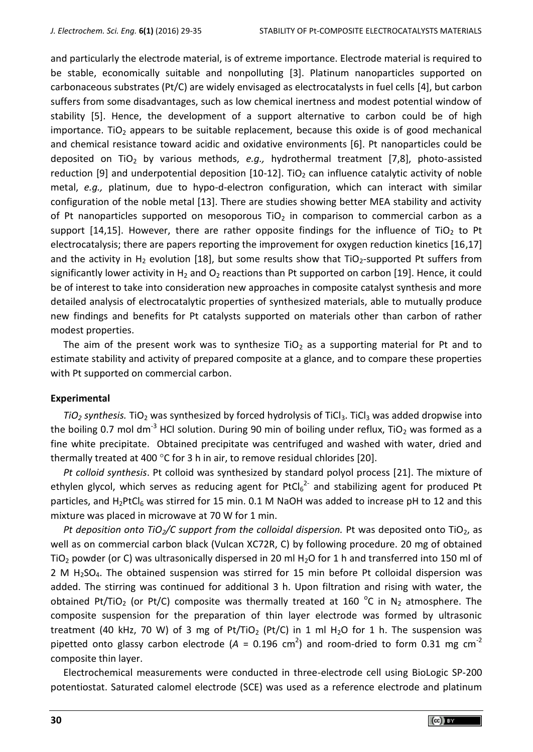and particularly the electrode material, is of extreme importance. Electrode material is required to be stable, economically suitable and nonpolluting [3]. Platinum nanoparticles supported on carbonaceous substrates (Pt/C) are widely envisaged as electrocatalysts in fuel cells [4], but carbon suffers from some disadvantages, such as low chemical inertness and modest potential window of stability [5]. Hence, the development of a support alternative to carbon could be of high importance. $TiO_2$ appears to be suitable replacement, because this oxide is of good mechanical and chemical resistance toward acidic and oxidative environments [6]. Pt nanoparticles could be deposited on $TiO_2$ by various methods, *e.g.,* hydrothermal treatment [7,8], photo-assisted reduction [9] and underpotential deposition [10-12]. $TiO_2$ can influence catalytic activity of noble metal, *e.g.,* platinum, due to hypo-d-electron configuration, which can interact with similar configuration of the noble metal [13]. There are studies showing better MEA stability and activity of Pt nanoparticles supported on mesoporous $TiO_2$ in comparison to commercial carbon as a support [14,15]. However, there are rather opposite findings for the influence of $TiO_2$ to Pt electrocatalysis; there are papers reporting the improvement for oxygen reduction kinetics [16,17] and the activity in $H_2$ evolution [18], but some results show that $TiO_2$-supported Pt suffers from significantly lower activity in $H_2$ and $O_2$ reactions than Pt supported on carbon [19]. Hence, it could be of interest to take into consideration new approaches in composite catalyst synthesis and more detailed analysis of electrocatalytic properties of synthesized materials, able to mutually produce new findings and benefits for Pt catalysts supported on materials other than carbon of rather modest properties.

The aim of the present work was to synthesize $TiO_2$ as a supporting material for Pt and to estimate stability and activity of prepared composite at a glance, and to compare these properties with Pt supported on commercial carbon.

## Experimental

*$TiO_2$ synthesis.* $TiO_2$ was synthesized by forced hydrolysis of $TiCl_3$. $TiCl_3$ was added dropwise into the boiling 0.7 mol $dm^{-3}$ HCl solution. During 90 min of boiling under reflux, $TiO_2$ was formed as a fine white precipitate. Obtained precipitate was centrifuged and washed with water, dried and thermally treated at 400 °C for 3 h in air, to remove residual chlorides [20].

*Pt colloid synthesis*. Pt colloid was synthesized by standard polyol process [21]. The mixture of ethylen glycol, which serves as reducing agent for $PtCl_6^{2-}$ and stabilizing agent for produced Pt particles, and $H_2PtCl_6$ was stirred for 15 min. 0.1 M NaOH was added to increase pH to 12 and this mixture was placed in microwave at 70 W for 1 min.

*Pt deposition onto $TiO_2$/C support from the colloidal dispersion.* Pt was deposited onto $TiO_2$, as well as on commercial carbon black (Vulcan XC72R, C) by following procedure. 20 mg of obtained $TiO_2$ powder (or C) was ultrasonically dispersed in 20 ml $H_2O$ for 1 h and transferred into 150 ml of 2 M $H_2SO_4$. The obtained suspension was stirred for 15 min before Pt colloidal dispersion was added. The stirring was continued for additional 3 h. Upon filtration and rising with water, the obtained Pt/$TiO_2$ (or Pt/C) composite was thermally treated at 160 °C in $N_2$ atmosphere. The composite suspension for the preparation of thin layer electrode was formed by ultrasonic treatment (40 kHz, 70 W) of 3 mg of Pt/$TiO_2$ (Pt/C) in 1 ml $H_2O$ for 1 h. The suspension was pipetted onto glassy carbon electrode ($A$ = 0.196 $cm^2$) and room-dried to form 0.31 mg $cm^{-2}$ composite thin layer.

Electrochemical measurements were conducted in three-electrode cell using BioLogic SP-200 potentiostat. Saturated calomel electrode (SCE) was used as a reference electrode and platinum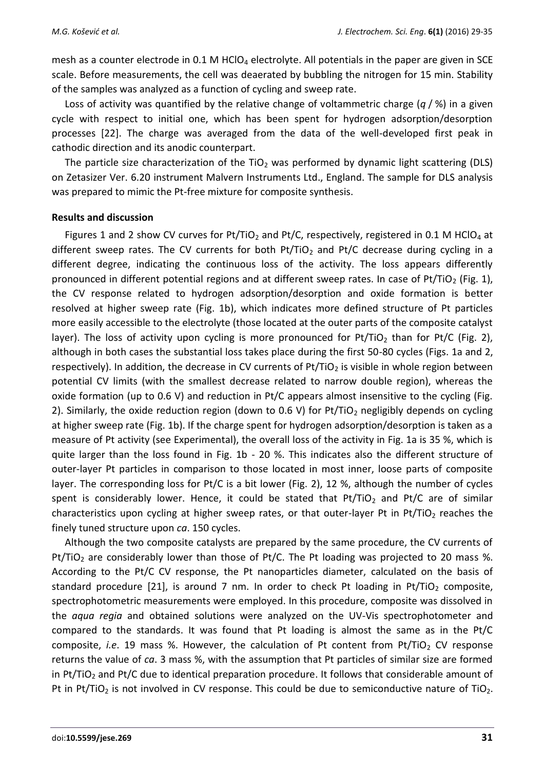mesh as a counter electrode in 0.1 M $HClO_4$ electrolyte. All potentials in the paper are given in SCE scale. Before measurements, the cell was deaerated by bubbling the nitrogen for 15 min. Stability of the samples was analyzed as a function of cycling and sweep rate.

Loss of activity was quantified by the relative change of voltammetric charge ($q$ / %) in a given cycle with respect to initial one, which has been spent for hydrogen adsorption/desorption processes [22]. The charge was averaged from the data of the well-developed first peak in cathodic direction and its anodic counterpart.

The particle size characterization of the $TiO_2$ was performed by dynamic light scattering (DLS) on Zetasizer Ver. 6.20 instrument Malvern Instruments Ltd., England. The sample for DLS analysis was prepared to mimic the Pt-free mixture for composite synthesis.

## Results and discussion

Figures 1 and 2 show CV curves for Pt/$TiO_2$ and Pt/C, respectively, registered in 0.1 M $HClO_4$ at different sweep rates. The CV currents for both Pt/$TiO_2$ and Pt/C decrease during cycling in a different degree, indicating the continuous loss of the activity. The loss appears differently pronounced in different potential regions and at different sweep rates. In case of Pt/$TiO_2$ (Fig. 1), the CV response related to hydrogen adsorption/desorption and oxide formation is better resolved at higher sweep rate (Fig. 1b), which indicates more defined structure of Pt particles more easily accessible to the electrolyte (those located at the outer parts of the composite catalyst layer). The loss of activity upon cycling is more pronounced for Pt/$TiO_2$ than for Pt/C (Fig. 2), although in both cases the substantial loss takes place during the first 50-80 cycles (Figs. 1a and 2, respectively). In addition, the decrease in CV currents of Pt/$TiO_2$ is visible in whole region between potential CV limits (with the smallest decrease related to narrow double region), whereas the oxide formation (up to 0.6 V) and reduction in Pt/C appears almost insensitive to the cycling (Fig. 2). Similarly, the oxide reduction region (down to 0.6 V) for Pt/$TiO_2$ negligibly depends on cycling at higher sweep rate (Fig. 1b). If the charge spent for hydrogen adsorption/desorption is taken as a measure of Pt activity (see Experimental), the overall loss of the activity in Fig. 1a is 35 %, which is quite larger than the loss found in Fig. 1b - 20 %. This indicates also the different structure of outer-layer Pt particles in comparison to those located in most inner, loose parts of composite layer. The corresponding loss for Pt/C is a bit lower (Fig. 2), 12 %, although the number of cycles spent is considerably lower. Hence, it could be stated that Pt/$TiO_2$ and Pt/C are of similar characteristics upon cycling at higher sweep rates, or that outer-layer Pt in Pt/$TiO_2$ reaches the finely tuned structure upon *ca*. 150 cycles.

Although the two composite catalysts are prepared by the same procedure, the CV currents of Pt/$TiO_2$ are considerably lower than those of Pt/C. The Pt loading was projected to 20 mass %. According to the Pt/C CV response, the Pt nanoparticles diameter, calculated on the basis of standard procedure [21], is around 7 nm. In order to check Pt loading in Pt/$TiO_2$ composite, spectrophotometric measurements were employed. In this procedure, composite was dissolved in the *aqua regia* and obtained solutions were analyzed on the UV-Vis spectrophotometer and compared to the standards. It was found that Pt loading is almost the same as in the Pt/C composite, *i.e*. 19 mass %. However, the calculation of Pt content from Pt/$TiO_2$ CV response returns the value of *ca*. 3 mass %, with the assumption that Pt particles of similar size are formed in Pt/$TiO_2$ and Pt/C due to identical preparation procedure. It follows that considerable amount of Pt in Pt/$TiO_2$ is not involved in CV response. This could be due to semiconductive nature of $TiO_2$.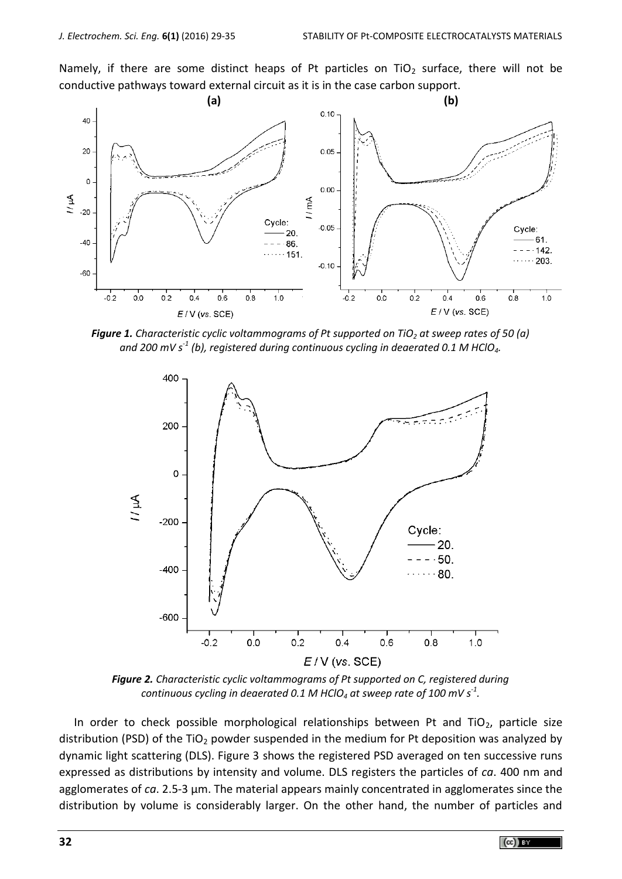Namely, if there are some distinct heaps of Pt particles on $TiO_2$ surface, there will not be conductive pathways toward external circuit as it is in the case carbon support.

***Figure 1.** Characteristic cyclic voltammograms of Pt supported on $TiO_2$ at sweep rates of 50 (a) and 200 mV $s^{-1}$ (b), registered during continuous cycling in deaerated 0.1 M $HClO_4$.*

***Figure 2.** Characteristic cyclic voltammograms of Pt supported on C, registered during continuous cycling in deaerated 0.1 M $HClO_4$ at sweep rate of 100 mV $s^{-1}$.*

In order to check possible morphological relationships between Pt and $TiO_2$, particle size distribution (PSD) of the $TiO_2$ powder suspended in the medium for Pt deposition was analyzed by dynamic light scattering (DLS). Figure 3 shows the registered PSD averaged on ten successive runs expressed as distributions by intensity and volume. DLS registers the particles of *ca*. 400 nm and agglomerates of *ca*. 2.5-3 µm. The material appears mainly concentrated in agglomerates since the distribution by volume is considerably larger. On the other hand, the number of particles and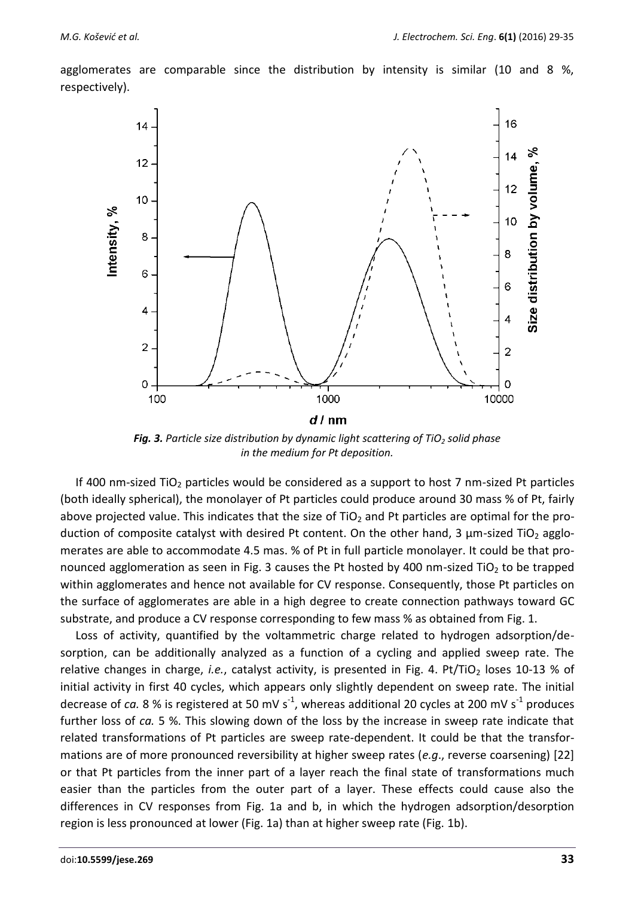agglomerates are comparable since the distribution by intensity is similar (10 and 8 %, respectively).

***Fig. 3.** Particle size distribution by dynamic light scattering of $TiO_2$ solid phase in the medium for Pt deposition.*

If 400 nm-sized $TiO_2$ particles would be considered as a support to host 7 nm-sized Pt particles (both ideally spherical), the monolayer of Pt particles could produce around 30 mass % of Pt, fairly above projected value. This indicates that the size of $TiO_2$ and Pt particles are optimal for the production of composite catalyst with desired Pt content. On the other hand, 3 µm-sized $TiO_2$ agglomerates are able to accommodate 4.5 mas. % of Pt in full particle monolayer. It could be that pronounced agglomeration as seen in Fig. 3 causes the Pt hosted by 400 nm-sized $TiO_2$ to be trapped within agglomerates and hence not available for CV response. Consequently, those Pt particles on the surface of agglomerates are able in a high degree to create connection pathways toward GC substrate, and produce a CV response corresponding to few mass % as obtained from Fig. 1.

Loss of activity, quantified by the voltammetric charge related to hydrogen adsorption/desorption, can be additionally analyzed as a function of a cycling and applied sweep rate. The relative changes in charge, *i.e.*, catalyst activity, is presented in Fig. 4. Pt/$TiO_2$ loses 10-13 % of initial activity in first 40 cycles, which appears only slightly dependent on sweep rate. The initial decrease of *ca.* 8 % is registered at 50 mV $s^{-1}$, whereas additional 20 cycles at 200 mV $s^{-1}$ produces further loss of *ca.* 5 %. This slowing down of the loss by the increase in sweep rate indicate that related transformations of Pt particles are sweep rate-dependent. It could be that the transformations are of more pronounced reversibility at higher sweep rates (*e.g.*, reverse coarsening) [22] or that Pt particles from the inner part of a layer reach the final state of transformations much easier than the particles from the outer part of a layer. These effects could cause also the differences in CV responses from Fig. 1a and b, in which the hydrogen adsorption/desorption region is less pronounced at lower (Fig. 1a) than at higher sweep rate (Fig. 1b).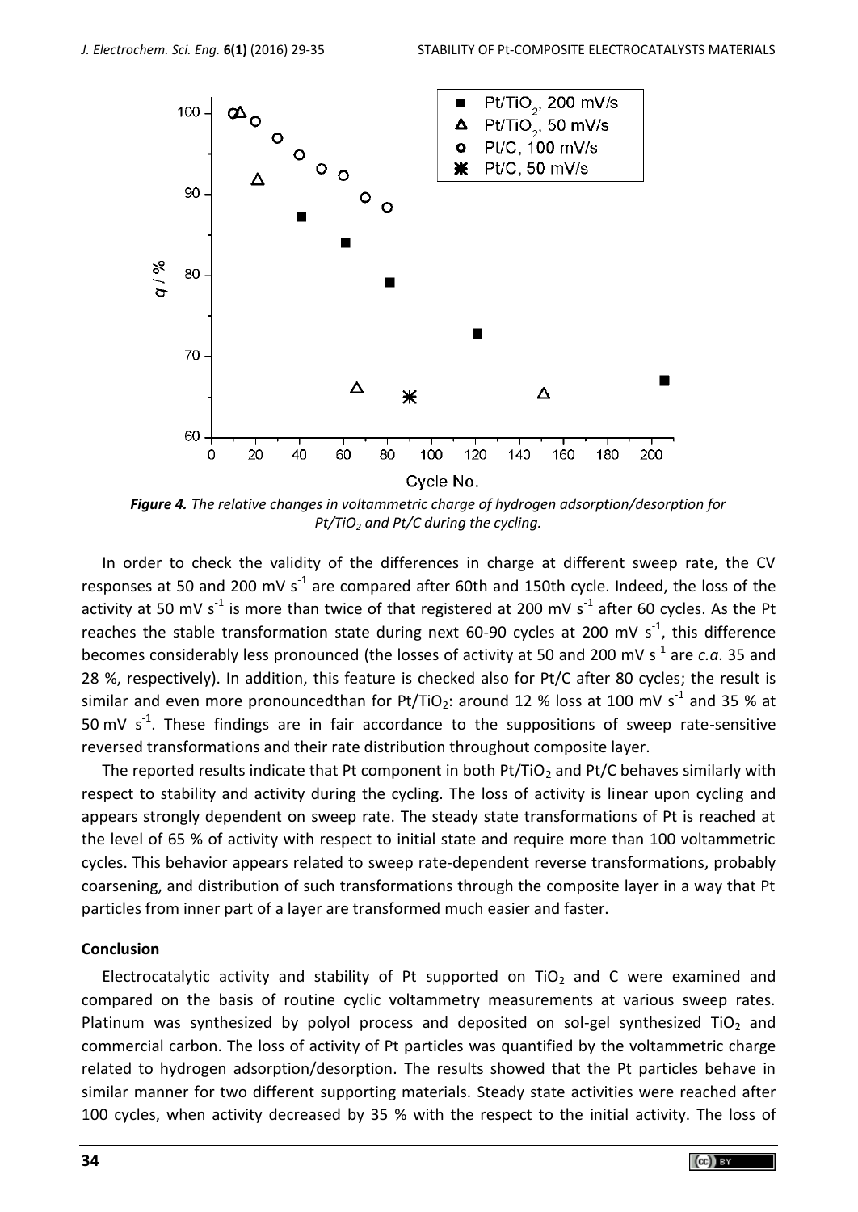*Figure 4. The relative changes in voltammetric charge of hydrogen adsorption/desorption for $Pt/TiO_2$ and Pt/C during the cycling.*

In order to check the validity of the differences in charge at different sweep rate, the CV responses at 50 and 200 mV $s^{-1}$ are compared after 60th and 150th cycle. Indeed, the loss of the activity at 50 mV $s^{-1}$ is more than twice of that registered at 200 mV $s^{-1}$ after 60 cycles. As the Pt reaches the stable transformation state during next 60-90 cycles at 200 mV $s^{-1}$, this difference becomes considerably less pronounced (the losses of activity at 50 and 200 mV $s^{-1}$ are *c.a*. 35 and 28 %, respectively). In addition, this feature is checked also for Pt/C after 80 cycles; the result is similar and even more pronouncedthan for $Pt/TiO_2$: around 12 % loss at 100 mV $s^{-1}$ and 35 % at 50 mV $s^{-1}$. These findings are in fair accordance to the suppositions of sweep rate-sensitive reversed transformations and their rate distribution throughout composite layer.

The reported results indicate that Pt component in both $Pt/TiO_2$ and Pt/C behaves similarly with respect to stability and activity during the cycling. The loss of activity is linear upon cycling and appears strongly dependent on sweep rate. The steady state transformations of Pt is reached at the level of 65 % of activity with respect to initial state and require more than 100 voltammetric cycles. This behavior appears related to sweep rate-dependent reverse transformations, probably coarsening, and distribution of such transformations through the composite layer in a way that Pt particles from inner part of a layer are transformed much easier and faster.

## Conclusion

Electrocatalytic activity and stability of Pt supported on $TiO_2$ and C were examined and compared on the basis of routine cyclic voltammetry measurements at various sweep rates. Platinum was synthesized by polyol process and deposited on sol-gel synthesized $TiO_2$ and commercial carbon. The loss of activity of Pt particles was quantified by the voltammetric charge related to hydrogen adsorption/desorption. The results showed that the Pt particles behave in similar manner for two different supporting materials. Steady state activities were reached after 100 cycles, when activity decreased by 35 % with the respect to the initial activity. The loss of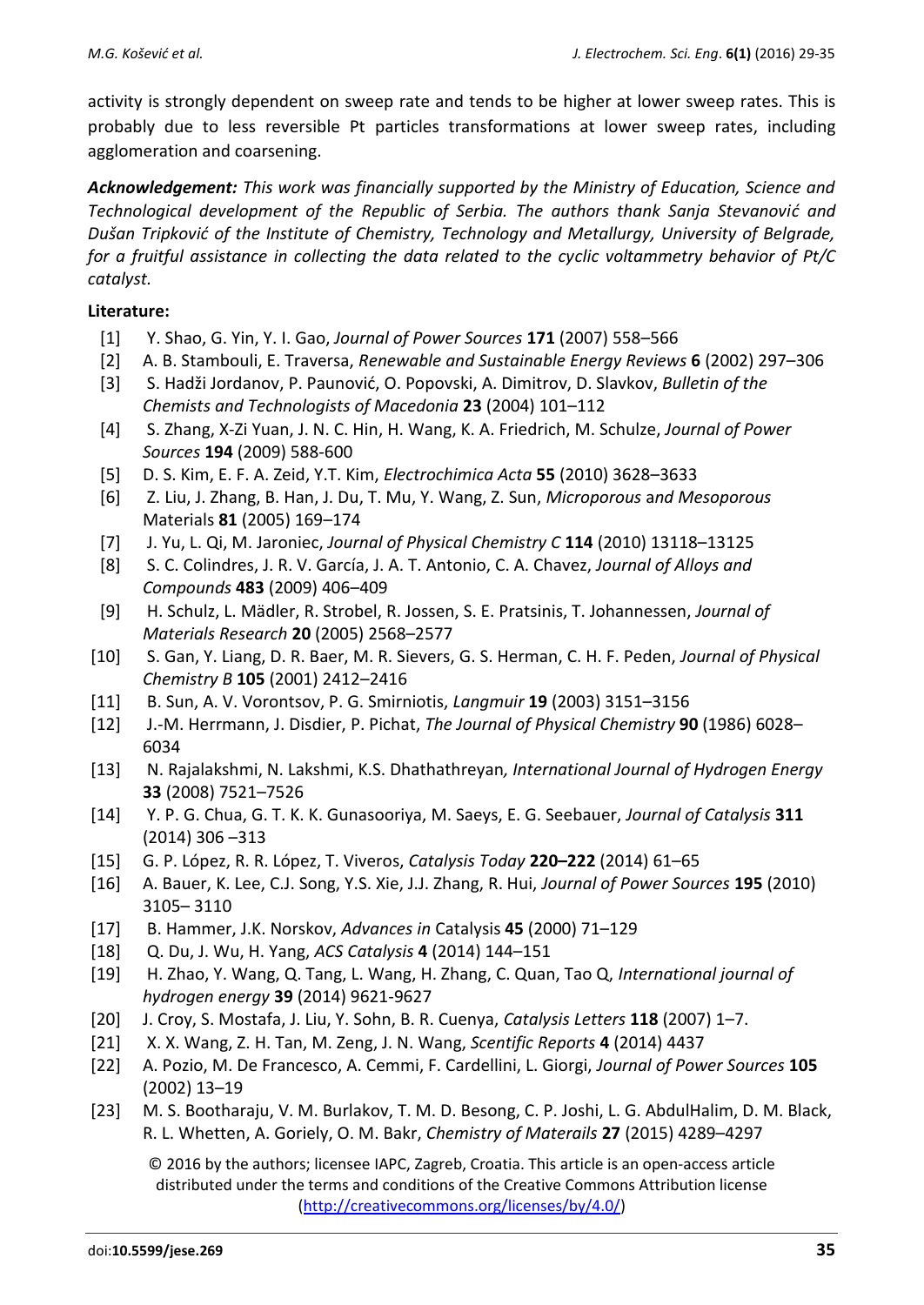activity is strongly dependent on sweep rate and tends to be higher at lower sweep rates. This is probably due to less reversible Pt particles transformations at lower sweep rates, including agglomeration and coarsening.

***Acknowledgement:*** *This work was financially supported by the Ministry of Education, Science and Technological development of the Republic of Serbia. The authors thank Sanja Stevanović and Dušan Tripković of the Institute of Chemistry, Technology and Metallurgy, University of Belgrade, for a fruitful assistance in collecting the data related to the cyclic voltammetry behavior of Pt/C catalyst.*

**Literature:**

[1] Y. Shao, G. Yin, Y. I. Gao, *Journal of Power Sources* **171** (2007) 558–566

[2] A. B. Stambouli, E. Traversa, *Renewable and Sustainable Energy Reviews* **6** (2002) 297–306

[3] S. Hadži Jordanov, P. Paunović, O. Popovski, A. Dimitrov, D. Slavkov, *Bulletin of the Chemists and Technologists of Macedonia* **23** (2004) 101–112

[4] S. Zhang, X-Zi Yuan, J. N. C. Hin, H. Wang, K. A. Friedrich, M. Schulze, *Journal of Power Sources* **194** (2009) 588-600

[5] D. S. Kim, E. F. A. Zeid, Y.T. Kim, *Electrochimica Acta* **55** (2010) 3628–3633

[6] Z. Liu, J. Zhang, B. Han, J. Du, T. Mu, Y. Wang, Z. Sun, *Microporous* and *Mesoporous* Materials **81** (2005) 169–174

[7] J. Yu, L. Qi, M. Jaroniec, *Journal of Physical Chemistry C* **114** (2010) 13118–13125

[8] S. C. Colindres, J. R. V. García, J. A. T. Antonio, C. A. Chavez, *Journal of Alloys and Compounds* **483** (2009) 406–409

[9] H. Schulz, L. Mädler, R. Strobel, R. Jossen, S. E. Pratsinis, T. Johannessen, *Journal of Materials Research* **20** (2005) 2568–2577

[10] S. Gan, Y. Liang, D. R. Baer, M. R. Sievers, G. S. Herman, C. H. F. Peden, *Journal of Physical Chemistry B* **105** (2001) 2412–2416

[11] B. Sun, A. V. Vorontsov, P. G. Smirniotis, *Langmuir* **19** (2003) 3151–3156

[12] J.-M. Herrmann, J. Disdier, P. Pichat, *The Journal of Physical Chemistry* **90** (1986) 6028–6034

[13] N. Rajalakshmi, N. Lakshmi, K.S. Dhathathreyan*, International Journal of Hydrogen Energy* **33** (2008) 7521–7526

[14] Y. P. G. Chua, G. T. K. K. Gunasooriya, M. Saeys, E. G. Seebauer, *Journal of Catalysis* **311** (2014) 306 –313

[15] G. P. López, R. R. López, T. Viveros, *Catalysis Today* **220–222** (2014) 61–65

[16] A. Bauer, K. Lee, C.J. Song, Y.S. Xie, J.J. Zhang, R. Hui, *Journal of Power Sources* **195** (2010) 3105– 3110

[17] B. Hammer, J.K. Norskov, *Advances in* Catalysis **45** (2000) 71–129

[18] Q. Du, J. Wu, H. Yang, *ACS Catalysis* **4** (2014) 144–151

[19] H. Zhao, Y. Wang, Q. Tang, L. Wang, H. Zhang, C. Quan, Tao Q, *International journal of hydrogen energy* **39** (2014) 9621-9627

[20] J. Croy, S. Mostafa, J. Liu, Y. Sohn, B. R. Cuenya, *Catalysis Letters* **118** (2007) 1–7.

[21] X. X. Wang, Z. H. Tan, M. Zeng, J. N. Wang, *Scentific Reports* **4** (2014) 4437

[22] A. Pozio, M. De Francesco, A. Cemmi, F. Cardellini, L. Giorgi, *Journal of Power Sources* **105** (2002) 13–19

[23] M. S. Bootharaju, V. M. Burlakov, T. M. D. Besong, C. P. Joshi, L. G. AbdulHalim, D. M. Black, R. L. Whetten, A. Goriely, O. M. Bakr, *Chemistry of Materails* **27** (2015) 4289–4297

© 2016 by the authors; licensee IAPC, Zagreb, Croatia. This article is an open-access article distributed under the terms and conditions of the Creative Commons Attribution license (http://creativecommons.org/licenses/by/4.0/)